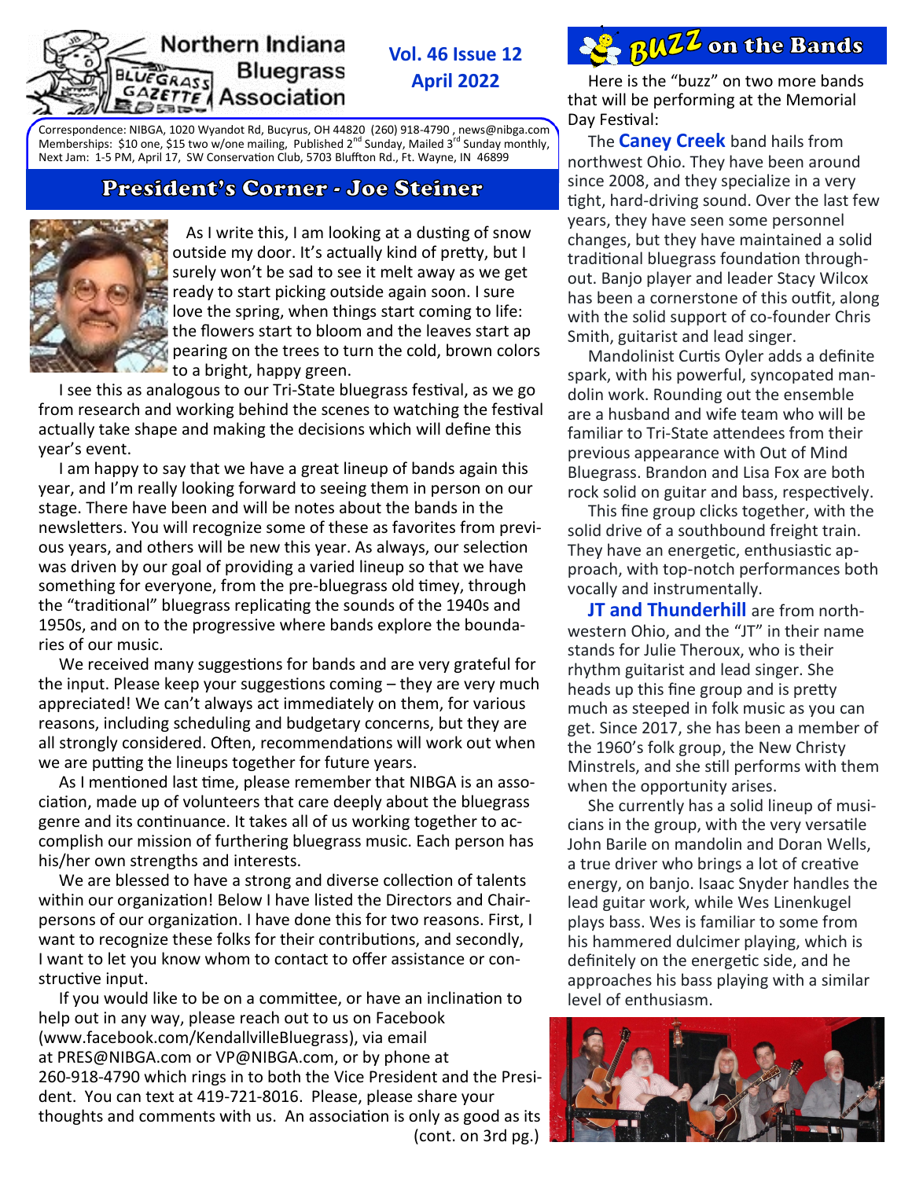# Northern Indiana Bluegrass Association

**Vol. 46 Issue 12**
**April 2022**

Correspondence: NIBGA, 1020 Wyandot Rd, Bucyrus, OH 44820 (260) 918-4790 , news@nibga.com
Memberships: $10 one, $15 two w/one mailing, Published 2nd Sunday, Mailed 3rd Sunday monthly,
Next Jam: 1-5 PM, April 17, SW Conservation Club, 5703 Bluffton Rd., Ft. Wayne, IN 46899

## President's Corner - Joe Steiner

As I write this, I am looking at a dusting of snow outside my door. It's actually kind of pretty, but I surely won't be sad to see it melt away as we get ready to start picking outside again soon. I sure love the spring, when things start coming to life: the flowers start to bloom and the leaves start appearing on the trees to turn the cold, brown colors to a bright, happy green.

I see this as analogous to our Tri-State bluegrass festival, as we go from research and working behind the scenes to watching the festival actually take shape and making the decisions which will define this year's event.

I am happy to say that we have a great lineup of bands again this year, and I'm really looking forward to seeing them in person on our stage. There have been and will be notes about the bands in the newsletters. You will recognize some of these as favorites from previous years, and others will be new this year. As always, our selection was driven by our goal of providing a varied lineup so that we have something for everyone, from the pre-bluegrass old timey, through the "traditional" bluegrass replicating the sounds of the 1940s and 1950s, and on to the progressive where bands explore the boundaries of our music.

We received many suggestions for bands and are very grateful for the input. Please keep your suggestions coming – they are very much appreciated! We can't always act immediately on them, for various reasons, including scheduling and budgetary concerns, but they are all strongly considered. Often, recommendations will work out when we are putting the lineups together for future years.

As I mentioned last time, please remember that NIBGA is an association, made up of volunteers that care deeply about the bluegrass genre and its continuance. It takes all of us working together to accomplish our mission of furthering bluegrass music. Each person has his/her own strengths and interests.

We are blessed to have a strong and diverse collection of talents within our organization! Below I have listed the Directors and Chairpersons of our organization. I have done this for two reasons. First, I want to recognize these folks for their contributions, and secondly, I want to let you know whom to contact to offer assistance or constructive input.

If you would like to be on a committee, or have an inclination to help out in any way, please reach out to us on Facebook (www.facebook.com/KendallvilleBluegrass), via email at PRES@NIBGA.com or VP@NIBGA.com, or by phone at 260-918-4790 which rings in to both the Vice President and the President. You can text at 419-721-8016. Please, please share your thoughts and comments with us. An association is only as good as its

(cont. on 3rd pg.)

## Buzz on the Bands

Here is the "buzz" on two more bands that will be performing at the Memorial Day Festival:

The **Caney Creek** band hails from northwest Ohio. They have been around since 2008, and they specialize in a very tight, hard-driving sound. Over the last few years, they have seen some personnel changes, but they have maintained a solid traditional bluegrass foundation throughout. Banjo player and leader Stacy Wilcox has been a cornerstone of this outfit, along with the solid support of co-founder Chris Smith, guitarist and lead singer.

Mandolinist Curtis Oyler adds a definite spark, with his powerful, syncopated mandolin work. Rounding out the ensemble are a husband and wife team who will be familiar to Tri-State attendees from their previous appearance with Out of Mind Bluegrass. Brandon and Lisa Fox are both rock solid on guitar and bass, respectively.

This fine group clicks together, with the solid drive of a southbound freight train. They have an energetic, enthusiastic approach, with top-notch performances both vocally and instrumentally.

**JT and Thunderhill** are from northwestern Ohio, and the "JT" in their name stands for Julie Theroux, who is their rhythm guitarist and lead singer. She heads up this fine group and is pretty much as steeped in folk music as you can get. Since 2017, she has been a member of the 1960's folk group, the New Christy Minstrels, and she still performs with them when the opportunity arises.

She currently has a solid lineup of musicians in the group, with the very versatile John Barile on mandolin and Doran Wells, a true driver who brings a lot of creative energy, on banjo. Isaac Snyder handles the lead guitar work, while Wes Linenkugel plays bass. Wes is familiar to some from his hammered dulcimer playing, which is definitely on the energetic side, and he approaches his bass playing with a similar level of enthusiasm.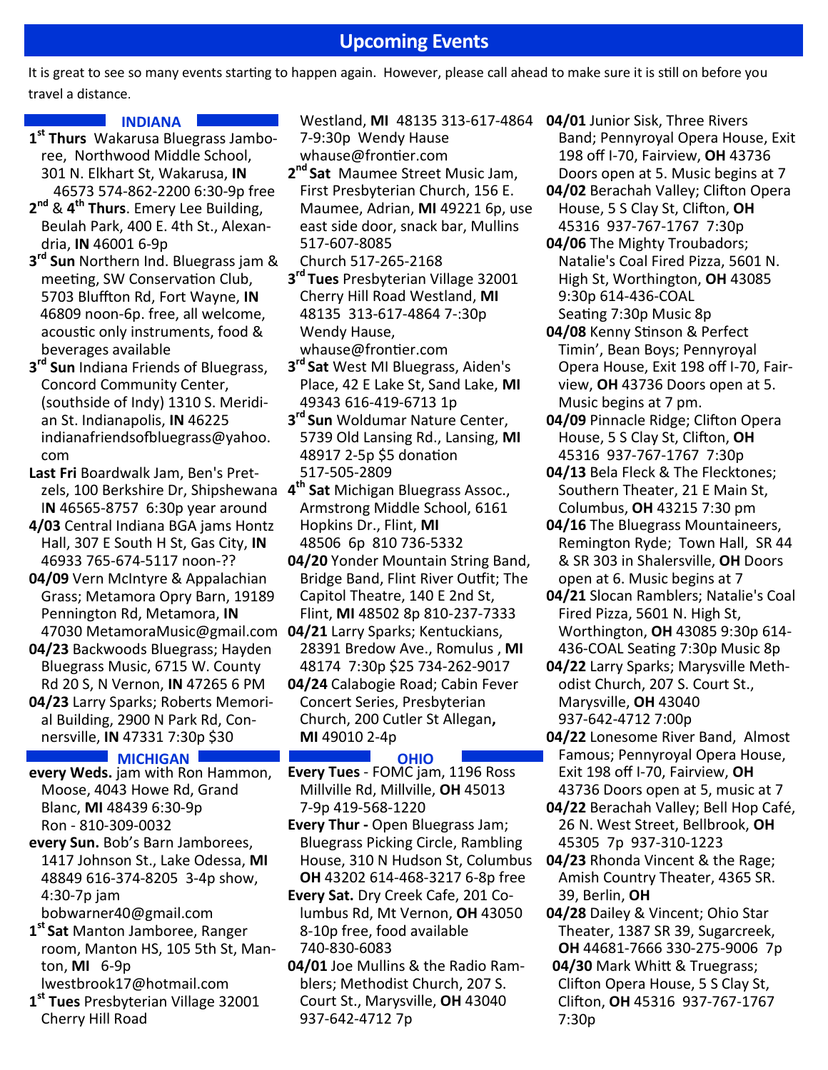# Upcoming Events

It is great to see so many events starting to happen again. However, please call ahead to make sure it is still on before you travel a distance.

## INDIANA

**1st Thurs** Wakarusa Bluegrass Jamboree, Northwood Middle School, 301 N. Elkhart St, Wakarusa, **IN** 46573 574-862-2200 6:30-9p free

**2nd & 4th Thurs**. Emery Lee Building, Beulah Park, 400 E. 4th St., Alexandria, **IN** 46001 6-9p

**3rd Sun** Northern Ind. Bluegrass jam & meeting, SW Conservation Club, 5703 Bluffton Rd, Fort Wayne, **IN** 46809 noon-6p. free, all welcome, acoustic only instruments, food & beverages available

**3rd Sun** Indiana Friends of Bluegrass, Concord Community Center, (southside of Indy) 1310 S. Meridian St. Indianapolis, **IN** 46225 indianafriendsofbluegrass@yahoo.com

**Last Fri** Boardwalk Jam, Ben's Pretzels, 100 Berkshire Dr, Shipshewana I**N** 46565-8757 6:30p year around

**4/03** Central Indiana BGA jams Hontz Hall, 307 E South H St, Gas City, **IN** 46933 765-674-5117 noon-??

**04/09** Vern McIntyre & Appalachian Grass; Metamora Opry Barn, 19189 Pennington Rd, Metamora, **IN** 47030 MetamoraMusic@gmail.com

**04/23** Backwoods Bluegrass; Hayden Bluegrass Music, 6715 W. County Rd 20 S, N Vernon, **IN** 47265 6 PM

**04/23** Larry Sparks; Roberts Memorial Building, 2900 N Park Rd, Connersville, **IN** 47331 7:30p $30

## MICHIGAN

**every Weds.** jam with Ron Hammon, Moose, 4043 Howe Rd, Grand Blanc, **MI** 48439 6:30-9p Ron - 810-309-0032

**every Sun.** Bob's Barn Jamborees, 1417 Johnson St., Lake Odessa, **MI** 48849 616-374-8205 3-4p show, 4:30-7p jam bobwarner40@gmail.com

**1st Sat** Manton Jamboree, Ranger room, Manton HS, 105 5th St, Manton, **MI** 6-9p lwestbrook17@hotmail.com

**1st Tues** Presbyterian Village 32001 Cherry Hill Road Westland, **MI** 48135 313-617-4864 7-9:30p Wendy Hause whause@frontier.com

**2nd Sat** Maumee Street Music Jam, First Presbyterian Church, 156 E. Maumee, Adrian, **MI** 49221 6p, use east side door, snack bar, Mullins 517-607-8085 Church 517-265-2168

**3rd Tues** Presbyterian Village 32001 Cherry Hill Road Westland, **MI** 48135 313-617-4864 7-:30p Wendy Hause, whause@frontier.com

**3rd Sat** West MI Bluegrass, Aiden's Place, 42 E Lake St, Sand Lake, **MI** 49343 616-419-6713 1p

**3rd Sun** Woldumar Nature Center, 5739 Old Lansing Rd., Lansing, **MI** 48917 2-5p $5 donation 517-505-2809

**4th Sat** Michigan Bluegrass Assoc., Armstrong Middle School, 6161 Hopkins Dr., Flint, **MI** 48506 6p 810 736-5332

**04/20** Yonder Mountain String Band, Bridge Band, Flint River Outfit; The Capitol Theatre, 140 E 2nd St, Flint, **MI** 48502 8p 810-237-7333

**04/21** Larry Sparks; Kentuckians, 28391 Bredow Ave., Romulus , **MI** 48174 7:30p $25 734-262-9017

**04/24** Calabogie Road; Cabin Fever Concert Series, Presbyterian Church, 200 Cutler St Allegan**,** **MI** 49010 2-4p

## OHIO

**Every Tues** - FOMC jam, 1196 Ross Millville Rd, Millville, **OH** 45013 7-9p 419-568-1220

**Every Thur -** Open Bluegrass Jam; Bluegrass Picking Circle, Rambling House, 310 N Hudson St, Columbus **OH** 43202 614-468-3217 6-8p free

**Every Sat.** Dry Creek Cafe, 201 Columbus Rd, Mt Vernon, **OH** 43050 8-10p free, food available 740-830-6083

**04/01** Joe Mullins & the Radio Ramblers; Methodist Church, 207 S. Court St., Marysville, **OH** 43040 937-642-4712 7p

**04/01** Junior Sisk, Three Rivers Band; Pennyroyal Opera House, Exit 198 off I-70, Fairview, **OH** 43736 Doors open at 5. Music begins at 7

**04/02** Berachah Valley; Clifton Opera House, 5 S Clay St, Clifton, **OH** 45316 937-767-1767 7:30p

**04/06** The Mighty Troubadors; Natalie's Coal Fired Pizza, 5601 N. High St, Worthington, **OH** 43085 9:30p 614-436-COAL Seating 7:30p Music 8p

**04/08** Kenny Stinson & Perfect Timin', Bean Boys; Pennyroyal Opera House, Exit 198 off I-70, Fairview, **OH** 43736 Doors open at 5. Music begins at 7 pm.

**04/09** Pinnacle Ridge; Clifton Opera House, 5 S Clay St, Clifton, **OH** 45316 937-767-1767 7:30p

**04/13** Bela Fleck & The Flecktones; Southern Theater, 21 E Main St, Columbus, **OH** 43215 7:30 pm

**04/16** The Bluegrass Mountaineers, Remington Ryde; Town Hall, SR 44 & SR 303 in Shalersville, **OH** Doors open at 6. Music begins at 7

**04/21** Slocan Ramblers; Natalie's Coal Fired Pizza, 5601 N. High St, Worthington, **OH** 43085 9:30p 614-436-COAL Seating 7:30p Music 8p

**04/22** Larry Sparks; Marysville Methodist Church, 207 S. Court St., Marysville, **OH** 43040 937-642-4712 7:00p

**04/22** Lonesome River Band, Almost Famous; Pennyroyal Opera House, Exit 198 off I-70, Fairview, **OH** 43736 Doors open at 5, music at 7

**04/22** Berachah Valley; Bell Hop Café, 26 N. West Street, Bellbrook, **OH** 45305 7p 937-310-1223

**04/23** Rhonda Vincent & the Rage; Amish Country Theater, 4365 SR. 39, Berlin, **OH**

**04/28** Dailey & Vincent; Ohio Star Theater, 1387 SR 39, Sugarcreek, **OH** 44681-7666 330-275-9006 7p

**04/30** Mark Whitt & Truegrass; Clifton Opera House, 5 S Clay St, Clifton, **OH** 45316 937-767-1767 7:30p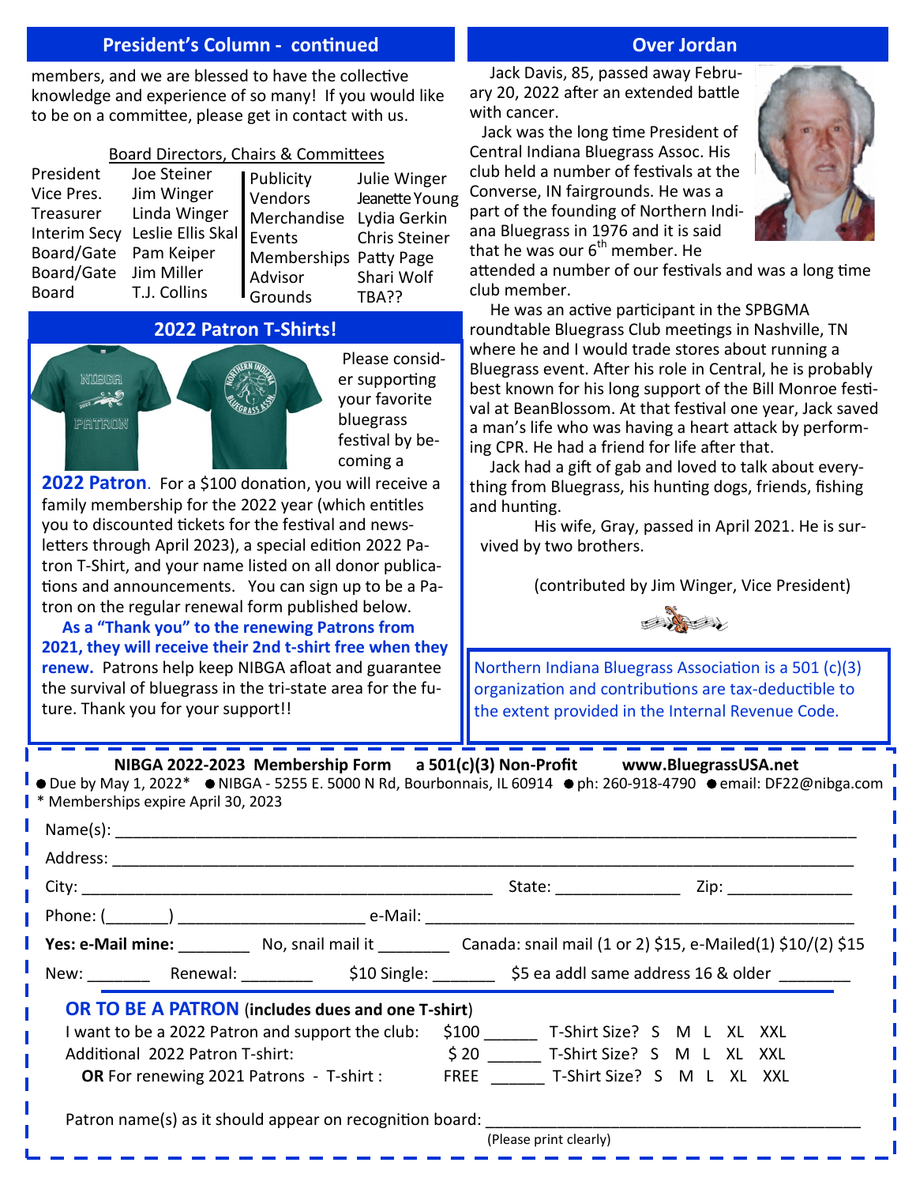## President's Column - continued

members, and we are blessed to have the collective knowledge and experience of so many! If you would like to be on a committee, please get in contact with us.

### Board Directors, Chairs & Committees

| | | | |
|---|---|---|---|
| President | Joe Steiner | Publicity | Julie Winger |
| Vice Pres. | Jim Winger | Vendors | Jeanette Young |
| Treasurer | Linda Winger | Merchandise | Lydia Gerkin |
| Interim Secy | Leslie Ellis Skal | Events | Chris Steiner |
| Board/Gate | Pam Keiper | Memberships | Patty Page |
| Board/Gate | Jim Miller | Advisor | Shari Wolf |
| Board | T.J. Collins | Grounds | TBA?? |

## 2022 Patron T-Shirts!

Please consider supporting your favorite bluegrass festival by becoming a **2022 Patron**. For a $100 donation, you will receive a family membership for the 2022 year (which entitles you to discounted tickets for the festival and newsletters through April 2023), a special edition 2022 Patron T-Shirt, and your name listed on all donor publications and announcements. You can sign up to be a Patron on the regular renewal form published below.

**As a "Thank you" to the renewing Patrons from 2021, they will receive their 2nd t-shirt free when they renew.** Patrons help keep NIBGA afloat and guarantee the survival of bluegrass in the tri-state area for the future. Thank you for your support!!

## Over Jordan

Jack Davis, 85, passed away February 20, 2022 after an extended battle with cancer.

Jack was the long time President of Central Indiana Bluegrass Assoc. His club held a number of festivals at the Converse, IN fairgrounds. He was a part of the founding of Northern Indiana Bluegrass in 1976 and it is said that he was our 6th member. He attended a number of our festivals and was a long time club member.

He was an active participant in the SPBGMA roundtable Bluegrass Club meetings in Nashville, TN where he and I would trade stores about running a Bluegrass event. After his role in Central, he is probably best known for his long support of the Bill Monroe festival at BeanBlossom. At that festival one year, Jack saved a man's life who was having a heart attack by performing CPR. He had a friend for life after that.

Jack had a gift of gab and loved to talk about everything from Bluegrass, his hunting dogs, friends, fishing and hunting.

His wife, Gray, passed in April 2021. He is survived by two brothers.

(contributed by Jim Winger, Vice President)

Northern Indiana Bluegrass Association is a 501 (c)(3) organization and contributions are tax-deductible to the extent provided in the Internal Revenue Code.

---

**NIBGA 2022-2023 Membership Form  a 501(c)(3) Non-Profit  www.BluegrassUSA.net**

● Due by May 1, 2022* ● NIBGA - 5255 E. 5000 N Rd, Bourbonnais, IL 60914 ● ph: 260-918-4790 ● email: DF22@nibga.com
\* Memberships expire April 30, 2023

Name(s): ______________________________________________

Address: ______________________________________________

City: ____________________________ State: __________ Zip: __________

Phone: (_______) ____________________ e-Mail: ______________________________

**Yes: e-Mail mine:** ________ No, snail mail it ________ Canada: snail mail (1 or 2) $15, e-Mailed(1) $10/(2) $15

New: _______ Renewal: ________ $10 Single: _______ $5 ea addl same address 16 & older ________

**OR TO BE A PATRON (includes dues and one T-shirt)**

I want to be a 2022 Patron and support the club: $100 ______ T-Shirt Size? S M L XL XXL
Additional 2022 Patron T-shirt: $ 20 ______ T-Shirt Size? S M L XL XXL
**OR** For renewing 2021 Patrons - T-shirt : FREE ______ T-Shirt Size? S M L XL XXL

Patron name(s) as it should appear on recognition board: ______________________________
(Please print clearly)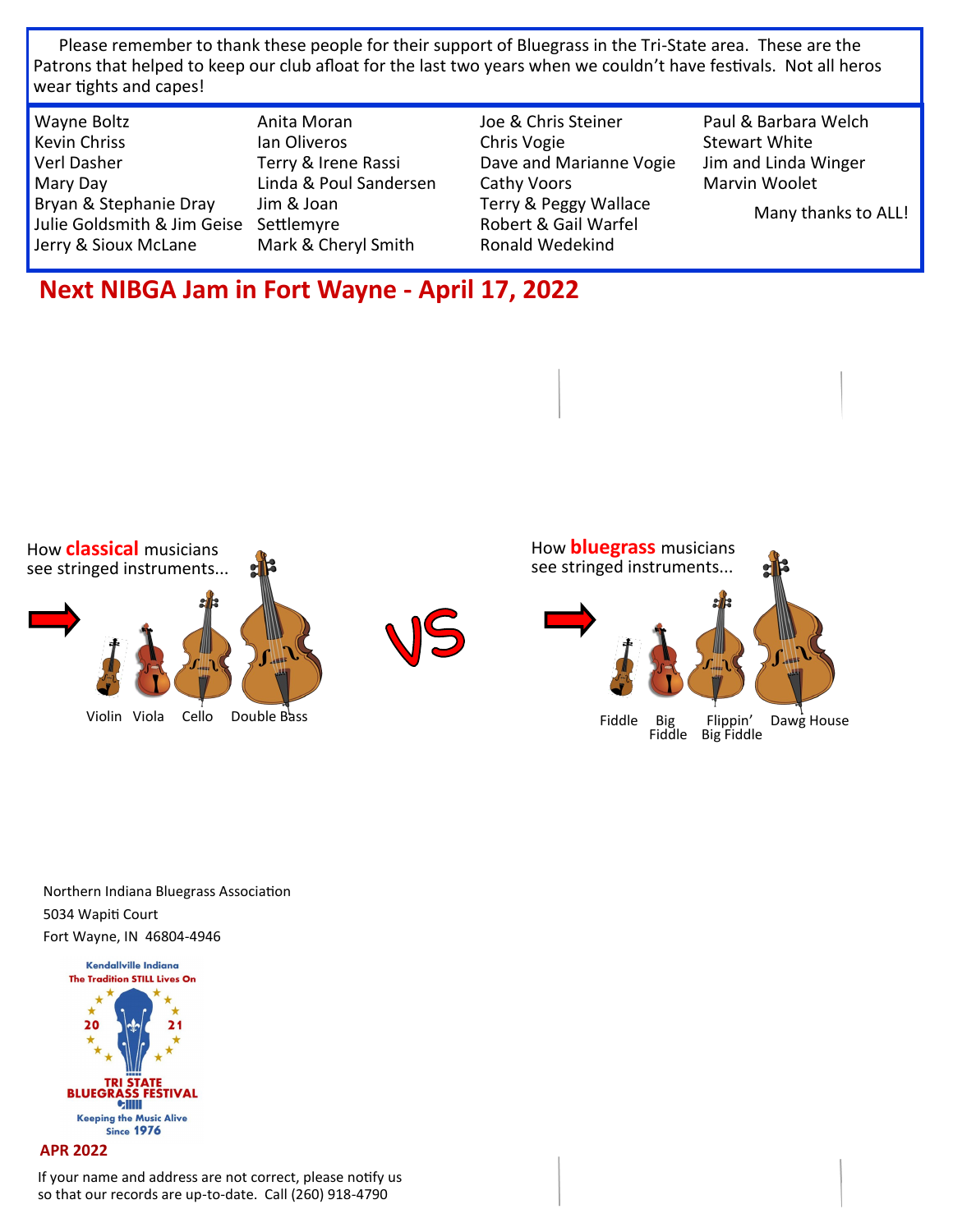Please remember to thank these people for their support of Bluegrass in the Tri-State area. These are the Patrons that helped to keep our club afloat for the last two years when we couldn't have festivals. Not all heros wear tights and capes!

Wayne Boltz
Kevin Chriss
Verl Dasher
Mary Day
Bryan & Stephanie Dray
Julie Goldsmith & Jim Geise
Jerry & Sioux McLane
Anita Moran
Ian Oliveros
Terry & Irene Rassi
Linda & Poul Sandersen
Jim & Joan Settlemyre
Mark & Cheryl Smith
Joe & Chris Steiner
Chris Vogie
Dave and Marianne Vogie
Cathy Voors
Terry & Peggy Wallace
Robert & Gail Warfel
Ronald Wedekind
Paul & Barbara Welch
Stewart White
Jim and Linda Winger
Marvin Woolet

Many thanks to ALL!

## Next NIBGA Jam in Fort Wayne - April 17, 2022

How **classical** musicians see stringed instruments...

Violin Viola Cello Double Bass

VS

How **bluegrass** musicians see stringed instruments...

Fiddle Big Fiddle Flippin' Big Fiddle Dawg House

Northern Indiana Bluegrass Association
5034 Wapiti Court
Fort Wayne, IN 46804-4946

Kendallville Indiana
The Tradition STILL Lives On
2021
TRI STATE BLUEGRASS FESTIVAL
Keeping the Music Alive Since 1976

**APR 2022**

If your name and address are not correct, please notify us so that our records are up-to-date. Call (260) 918-4790